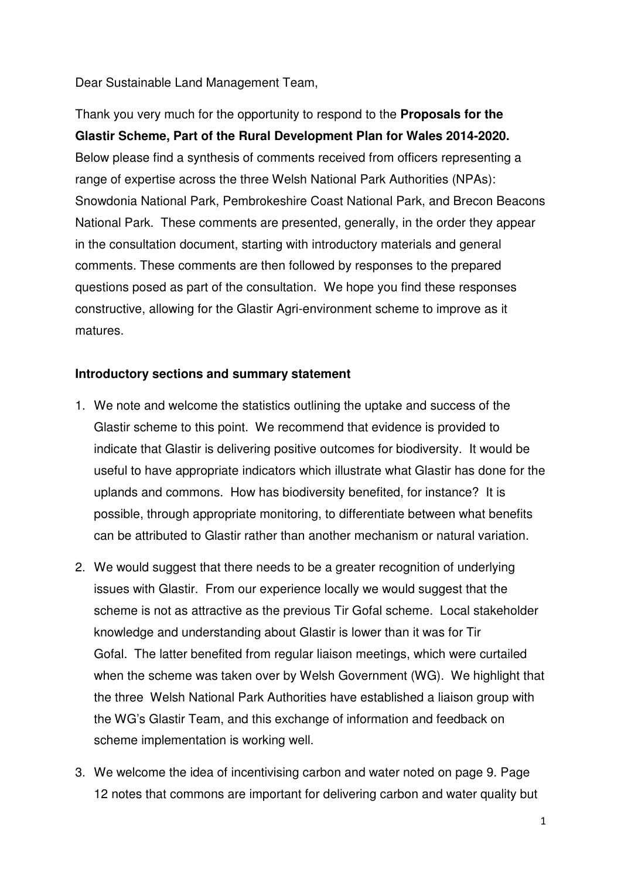Dear Sustainable Land Management Team,

Thank you very much for the opportunity to respond to the **Proposals for the Glastir Scheme, Part of the Rural Development Plan for Wales 2014-2020.** Below please find a synthesis of comments received from officers representing a range of expertise across the three Welsh National Park Authorities (NPAs): Snowdonia National Park, Pembrokeshire Coast National Park, and Brecon Beacons National Park. These comments are presented, generally, in the order they appear in the consultation document, starting with introductory materials and general comments. These comments are then followed by responses to the prepared questions posed as part of the consultation. We hope you find these responses constructive, allowing for the Glastir Agri-environment scheme to improve as it matures.

**Introductory sections and summary statement**

1. We note and welcome the statistics outlining the uptake and success of the Glastir scheme to this point. We recommend that evidence is provided to indicate that Glastir is delivering positive outcomes for biodiversity. It would be useful to have appropriate indicators which illustrate what Glastir has done for the uplands and commons. How has biodiversity benefited, for instance? It is possible, through appropriate monitoring, to differentiate between what benefits can be attributed to Glastir rather than another mechanism or natural variation.

2. We would suggest that there needs to be a greater recognition of underlying issues with Glastir. From our experience locally we would suggest that the scheme is not as attractive as the previous Tir Gofal scheme. Local stakeholder knowledge and understanding about Glastir is lower than it was for Tir Gofal. The latter benefited from regular liaison meetings, which were curtailed when the scheme was taken over by Welsh Government (WG). We highlight that the three Welsh National Park Authorities have established a liaison group with the WG's Glastir Team, and this exchange of information and feedback on scheme implementation is working well.

3. We welcome the idea of incentivising carbon and water noted on page 9. Page 12 notes that commons are important for delivering carbon and water quality but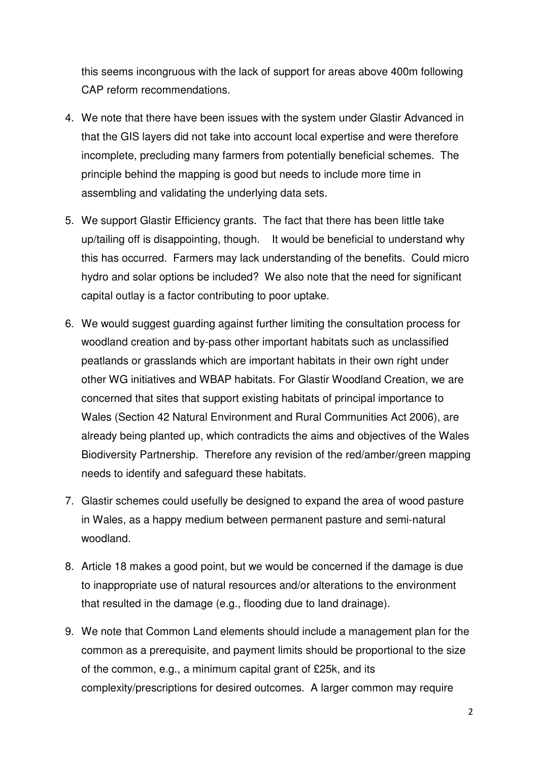this seems incongruous with the lack of support for areas above 400m following CAP reform recommendations.

4. We note that there have been issues with the system under Glastir Advanced in that the GIS layers did not take into account local expertise and were therefore incomplete, precluding many farmers from potentially beneficial schemes. The principle behind the mapping is good but needs to include more time in assembling and validating the underlying data sets.
5. We support Glastir Efficiency grants. The fact that there has been little take up/tailing off is disappointing, though. It would be beneficial to understand why this has occurred. Farmers may lack understanding of the benefits. Could micro hydro and solar options be included? We also note that the need for significant capital outlay is a factor contributing to poor uptake.
6. We would suggest guarding against further limiting the consultation process for woodland creation and by-pass other important habitats such as unclassified peatlands or grasslands which are important habitats in their own right under other WG initiatives and WBAP habitats. For Glastir Woodland Creation, we are concerned that sites that support existing habitats of principal importance to Wales (Section 42 Natural Environment and Rural Communities Act 2006), are already being planted up, which contradicts the aims and objectives of the Wales Biodiversity Partnership. Therefore any revision of the red/amber/green mapping needs to identify and safeguard these habitats.
7. Glastir schemes could usefully be designed to expand the area of wood pasture in Wales, as a happy medium between permanent pasture and semi-natural woodland.
8. Article 18 makes a good point, but we would be concerned if the damage is due to inappropriate use of natural resources and/or alterations to the environment that resulted in the damage (e.g., flooding due to land drainage).
9. We note that Common Land elements should include a management plan for the common as a prerequisite, and payment limits should be proportional to the size of the common, e.g., a minimum capital grant of £25k, and its complexity/prescriptions for desired outcomes. A larger common may require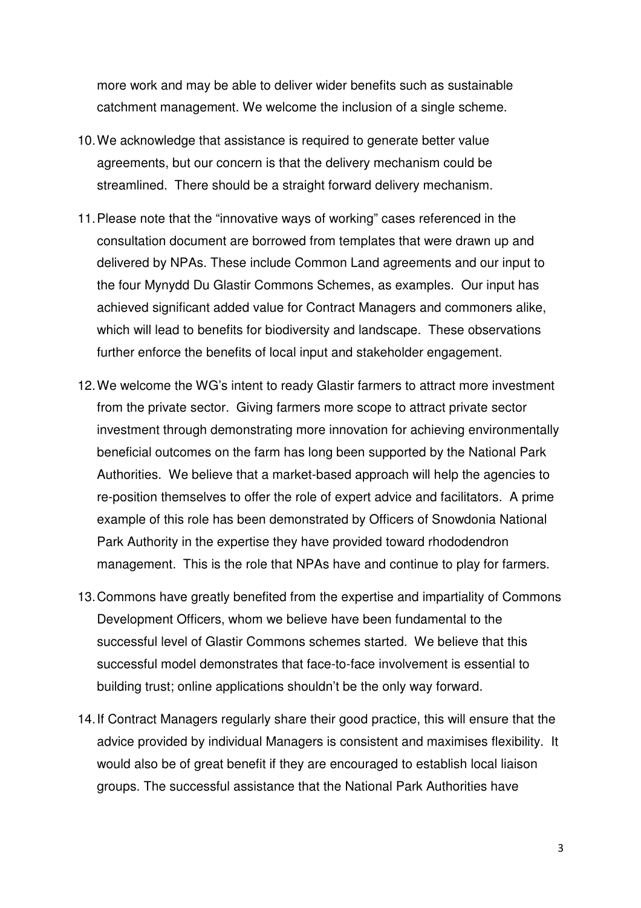more work and may be able to deliver wider benefits such as sustainable catchment management. We welcome the inclusion of a single scheme.

10. We acknowledge that assistance is required to generate better value agreements, but our concern is that the delivery mechanism could be streamlined. There should be a straight forward delivery mechanism.

11. Please note that the "innovative ways of working" cases referenced in the consultation document are borrowed from templates that were drawn up and delivered by NPAs. These include Common Land agreements and our input to the four Mynydd Du Glastir Commons Schemes, as examples. Our input has achieved significant added value for Contract Managers and commoners alike, which will lead to benefits for biodiversity and landscape. These observations further enforce the benefits of local input and stakeholder engagement.

12. We welcome the WG's intent to ready Glastir farmers to attract more investment from the private sector. Giving farmers more scope to attract private sector investment through demonstrating more innovation for achieving environmentally beneficial outcomes on the farm has long been supported by the National Park Authorities. We believe that a market-based approach will help the agencies to re-position themselves to offer the role of expert advice and facilitators. A prime example of this role has been demonstrated by Officers of Snowdonia National Park Authority in the expertise they have provided toward rhododendron management. This is the role that NPAs have and continue to play for farmers.

13. Commons have greatly benefited from the expertise and impartiality of Commons Development Officers, whom we believe have been fundamental to the successful level of Glastir Commons schemes started. We believe that this successful model demonstrates that face-to-face involvement is essential to building trust; online applications shouldn't be the only way forward.

14. If Contract Managers regularly share their good practice, this will ensure that the advice provided by individual Managers is consistent and maximises flexibility. It would also be of great benefit if they are encouraged to establish local liaison groups. The successful assistance that the National Park Authorities have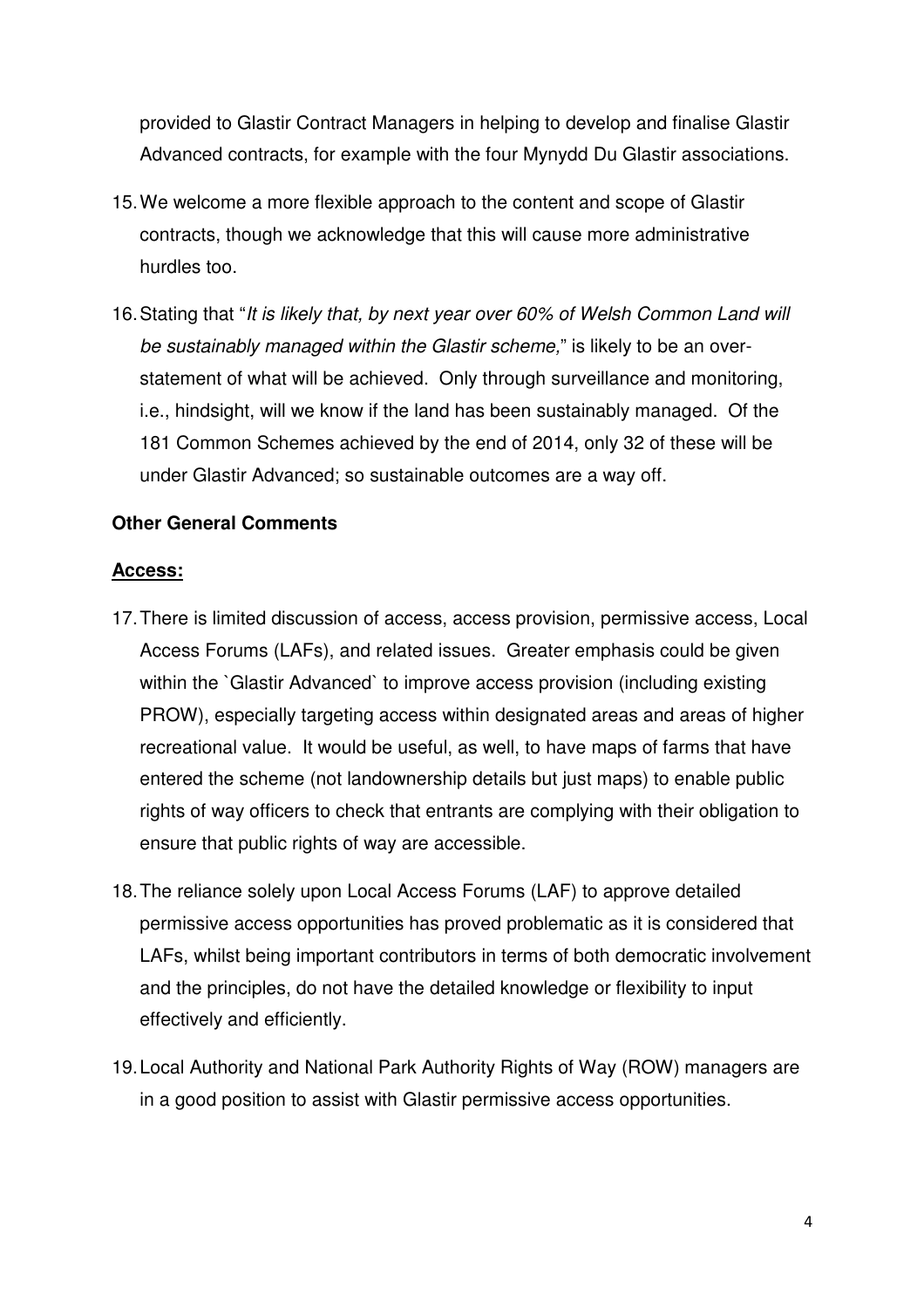provided to Glastir Contract Managers in helping to develop and finalise Glastir Advanced contracts, for example with the four Mynydd Du Glastir associations.

15. We welcome a more flexible approach to the content and scope of Glastir contracts, though we acknowledge that this will cause more administrative hurdles too.

16. Stating that "*It is likely that, by next year over 60% of Welsh Common Land will be sustainably managed within the Glastir scheme,*" is likely to be an over-statement of what will be achieved. Only through surveillance and monitoring, i.e., hindsight, will we know if the land has been sustainably managed. Of the 181 Common Schemes achieved by the end of 2014, only 32 of these will be under Glastir Advanced; so sustainable outcomes are a way off.

**Other General Comments**

**Access:**

17. There is limited discussion of access, access provision, permissive access, Local Access Forums (LAFs), and related issues. Greater emphasis could be given within the `Glastir Advanced` to improve access provision (including existing PROW), especially targeting access within designated areas and areas of higher recreational value. It would be useful, as well, to have maps of farms that have entered the scheme (not landownership details but just maps) to enable public rights of way officers to check that entrants are complying with their obligation to ensure that public rights of way are accessible.

18. The reliance solely upon Local Access Forums (LAF) to approve detailed permissive access opportunities has proved problematic as it is considered that LAFs, whilst being important contributors in terms of both democratic involvement and the principles, do not have the detailed knowledge or flexibility to input effectively and efficiently.

19. Local Authority and National Park Authority Rights of Way (ROW) managers are in a good position to assist with Glastir permissive access opportunities.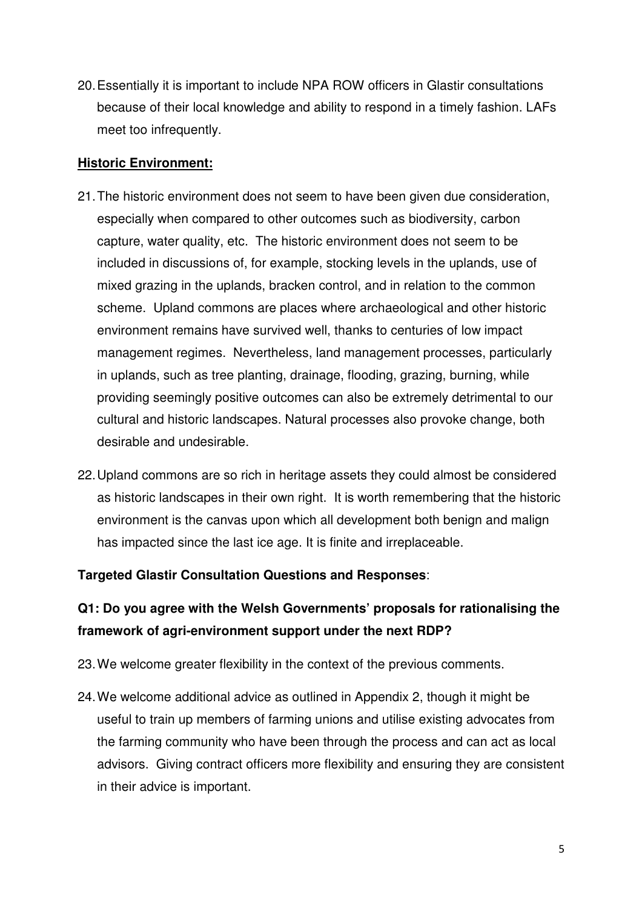20. Essentially it is important to include NPA ROW officers in Glastir consultations because of their local knowledge and ability to respond in a timely fashion. LAFs meet too infrequently.

**Historic Environment:**

21. The historic environment does not seem to have been given due consideration, especially when compared to other outcomes such as biodiversity, carbon capture, water quality, etc. The historic environment does not seem to be included in discussions of, for example, stocking levels in the uplands, use of mixed grazing in the uplands, bracken control, and in relation to the common scheme. Upland commons are places where archaeological and other historic environment remains have survived well, thanks to centuries of low impact management regimes. Nevertheless, land management processes, particularly in uplands, such as tree planting, drainage, flooding, grazing, burning, while providing seemingly positive outcomes can also be extremely detrimental to our cultural and historic landscapes. Natural processes also provoke change, both desirable and undesirable.

22. Upland commons are so rich in heritage assets they could almost be considered as historic landscapes in their own right. It is worth remembering that the historic environment is the canvas upon which all development both benign and malign has impacted since the last ice age. It is finite and irreplaceable.

**Targeted Glastir Consultation Questions and Responses**:

**Q1: Do you agree with the Welsh Governments' proposals for rationalising the framework of agri-environment support under the next RDP?**

23. We welcome greater flexibility in the context of the previous comments.

24. We welcome additional advice as outlined in Appendix 2, though it might be useful to train up members of farming unions and utilise existing advocates from the farming community who have been through the process and can act as local advisors. Giving contract officers more flexibility and ensuring they are consistent in their advice is important.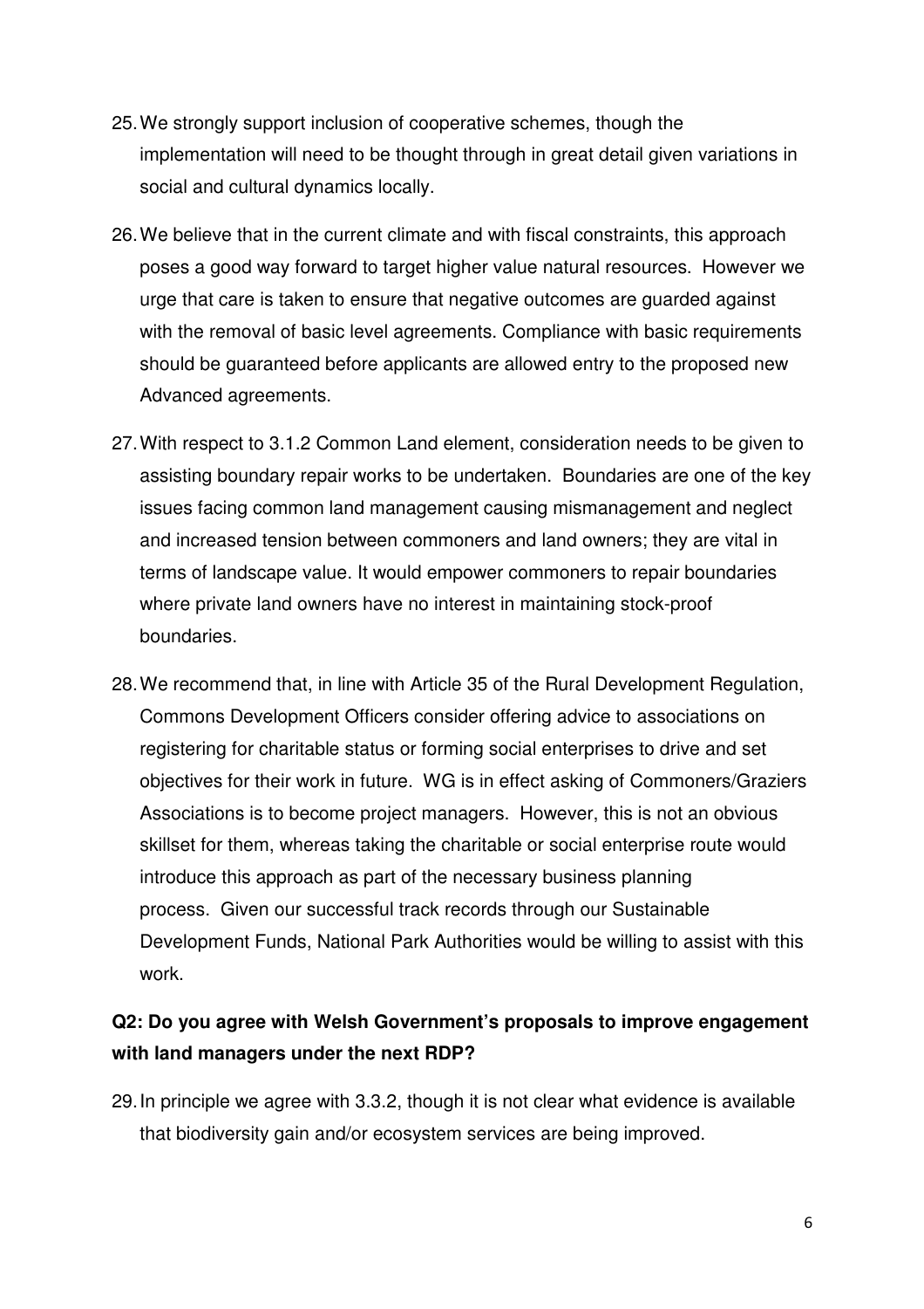25. We strongly support inclusion of cooperative schemes, though the implementation will need to be thought through in great detail given variations in social and cultural dynamics locally.

26. We believe that in the current climate and with fiscal constraints, this approach poses a good way forward to target higher value natural resources. However we urge that care is taken to ensure that negative outcomes are guarded against with the removal of basic level agreements. Compliance with basic requirements should be guaranteed before applicants are allowed entry to the proposed new Advanced agreements.

27. With respect to 3.1.2 Common Land element, consideration needs to be given to assisting boundary repair works to be undertaken. Boundaries are one of the key issues facing common land management causing mismanagement and neglect and increased tension between commoners and land owners; they are vital in terms of landscape value. It would empower commoners to repair boundaries where private land owners have no interest in maintaining stock-proof boundaries.

28. We recommend that, in line with Article 35 of the Rural Development Regulation, Commons Development Officers consider offering advice to associations on registering for charitable status or forming social enterprises to drive and set objectives for their work in future. WG is in effect asking of Commoners/Graziers Associations is to become project managers. However, this is not an obvious skillset for them, whereas taking the charitable or social enterprise route would introduce this approach as part of the necessary business planning process. Given our successful track records through our Sustainable Development Funds, National Park Authorities would be willing to assist with this work.

**Q2: Do you agree with Welsh Government's proposals to improve engagement with land managers under the next RDP?**

29. In principle we agree with 3.3.2, though it is not clear what evidence is available that biodiversity gain and/or ecosystem services are being improved.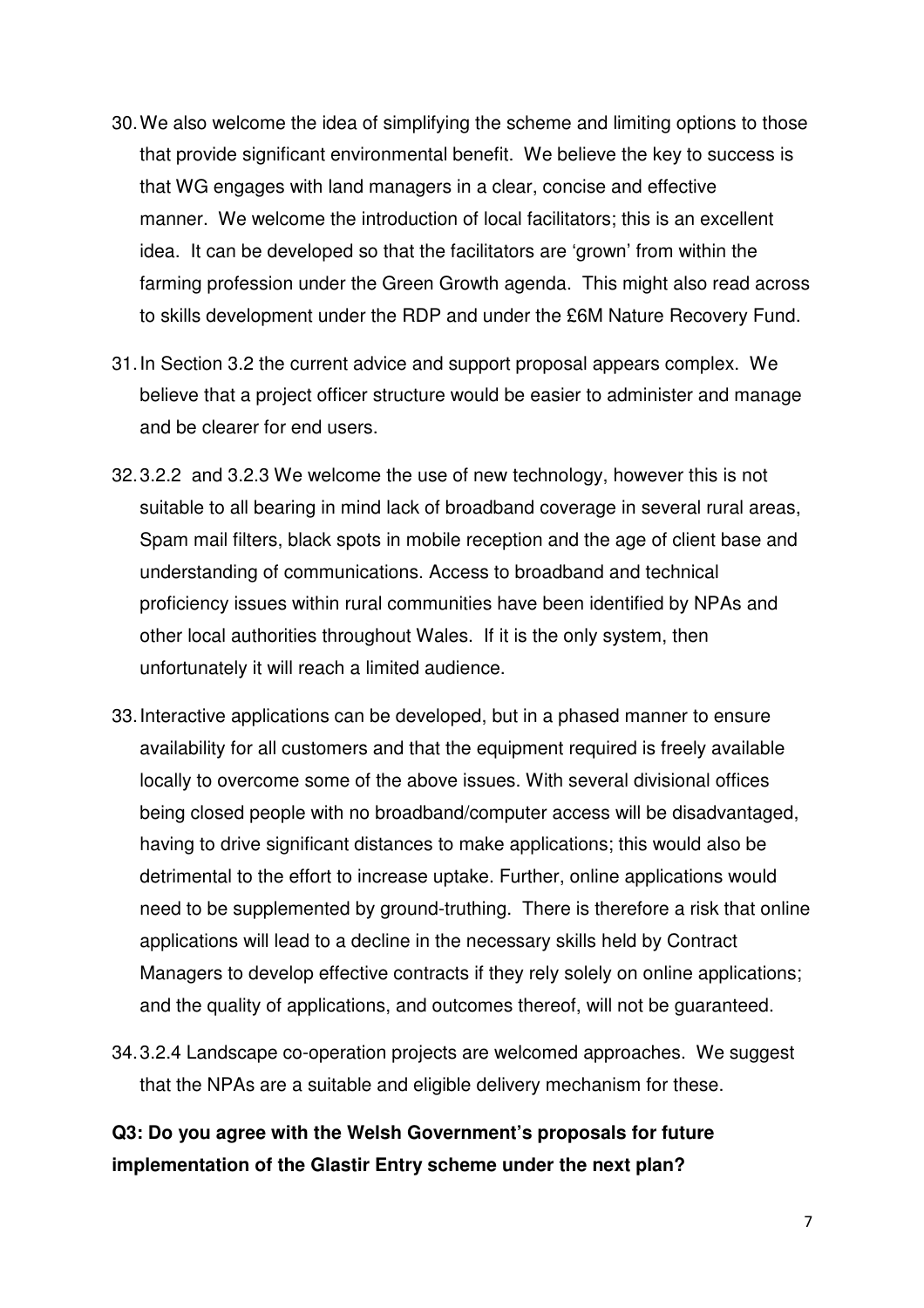30. We also welcome the idea of simplifying the scheme and limiting options to those that provide significant environmental benefit. We believe the key to success is that WG engages with land managers in a clear, concise and effective manner. We welcome the introduction of local facilitators; this is an excellent idea. It can be developed so that the facilitators are 'grown' from within the farming profession under the Green Growth agenda. This might also read across to skills development under the RDP and under the £6M Nature Recovery Fund.

31. In Section 3.2 the current advice and support proposal appears complex. We believe that a project officer structure would be easier to administer and manage and be clearer for end users.

32. 3.2.2 and 3.2.3 We welcome the use of new technology, however this is not suitable to all bearing in mind lack of broadband coverage in several rural areas, Spam mail filters, black spots in mobile reception and the age of client base and understanding of communications. Access to broadband and technical proficiency issues within rural communities have been identified by NPAs and other local authorities throughout Wales. If it is the only system, then unfortunately it will reach a limited audience.

33. Interactive applications can be developed, but in a phased manner to ensure availability for all customers and that the equipment required is freely available locally to overcome some of the above issues. With several divisional offices being closed people with no broadband/computer access will be disadvantaged, having to drive significant distances to make applications; this would also be detrimental to the effort to increase uptake. Further, online applications would need to be supplemented by ground-truthing. There is therefore a risk that online applications will lead to a decline in the necessary skills held by Contract Managers to develop effective contracts if they rely solely on online applications; and the quality of applications, and outcomes thereof, will not be guaranteed.

34. 3.2.4 Landscape co-operation projects are welcomed approaches. We suggest that the NPAs are a suitable and eligible delivery mechanism for these.

**Q3: Do you agree with the Welsh Government's proposals for future implementation of the Glastir Entry scheme under the next plan?**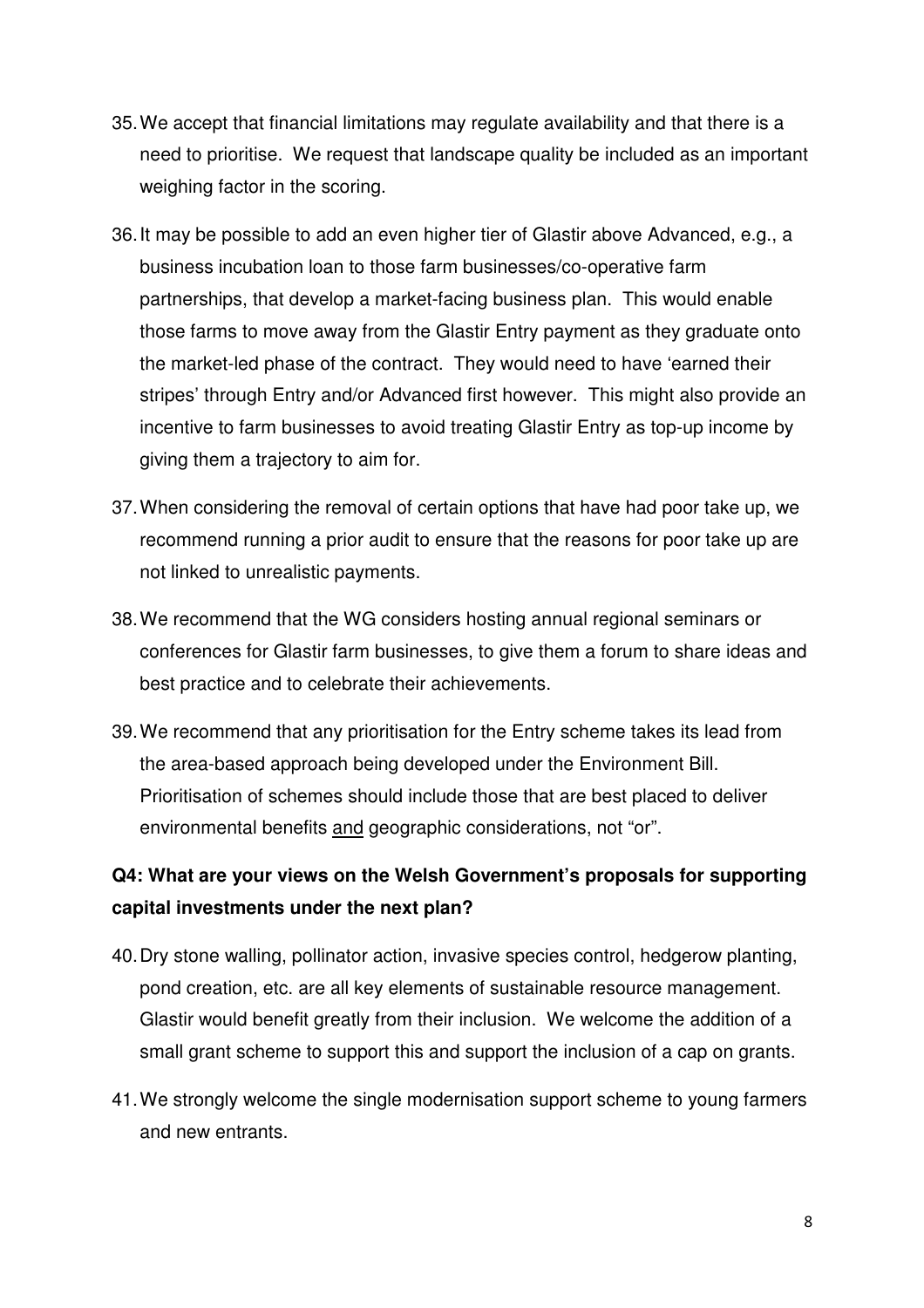35. We accept that financial limitations may regulate availability and that there is a need to prioritise. We request that landscape quality be included as an important weighing factor in the scoring.

36. It may be possible to add an even higher tier of Glastir above Advanced, e.g., a business incubation loan to those farm businesses/co-operative farm partnerships, that develop a market-facing business plan. This would enable those farms to move away from the Glastir Entry payment as they graduate onto the market-led phase of the contract. They would need to have 'earned their stripes' through Entry and/or Advanced first however. This might also provide an incentive to farm businesses to avoid treating Glastir Entry as top-up income by giving them a trajectory to aim for.

37. When considering the removal of certain options that have had poor take up, we recommend running a prior audit to ensure that the reasons for poor take up are not linked to unrealistic payments.

38. We recommend that the WG considers hosting annual regional seminars or conferences for Glastir farm businesses, to give them a forum to share ideas and best practice and to celebrate their achievements.

39. We recommend that any prioritisation for the Entry scheme takes its lead from the area-based approach being developed under the Environment Bill. Prioritisation of schemes should include those that are best placed to deliver environmental benefits <u>and</u> geographic considerations, not "or".

**Q4: What are your views on the Welsh Government's proposals for supporting capital investments under the next plan?**

40. Dry stone walling, pollinator action, invasive species control, hedgerow planting, pond creation, etc. are all key elements of sustainable resource management. Glastir would benefit greatly from their inclusion. We welcome the addition of a small grant scheme to support this and support the inclusion of a cap on grants.

41. We strongly welcome the single modernisation support scheme to young farmers and new entrants.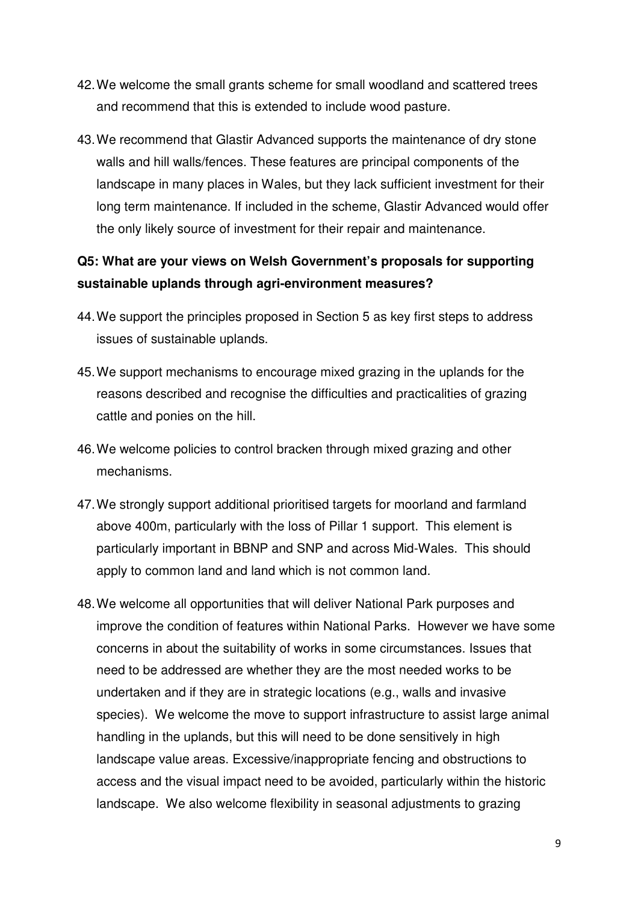42. We welcome the small grants scheme for small woodland and scattered trees and recommend that this is extended to include wood pasture.

43. We recommend that Glastir Advanced supports the maintenance of dry stone walls and hill walls/fences. These features are principal components of the landscape in many places in Wales, but they lack sufficient investment for their long term maintenance. If included in the scheme, Glastir Advanced would offer the only likely source of investment for their repair and maintenance.

**Q5: What are your views on Welsh Government's proposals for supporting sustainable uplands through agri-environment measures?**

44. We support the principles proposed in Section 5 as key first steps to address issues of sustainable uplands.

45. We support mechanisms to encourage mixed grazing in the uplands for the reasons described and recognise the difficulties and practicalities of grazing cattle and ponies on the hill.

46. We welcome policies to control bracken through mixed grazing and other mechanisms.

47. We strongly support additional prioritised targets for moorland and farmland above 400m, particularly with the loss of Pillar 1 support. This element is particularly important in BBNP and SNP and across Mid-Wales. This should apply to common land and land which is not common land.

48. We welcome all opportunities that will deliver National Park purposes and improve the condition of features within National Parks. However we have some concerns in about the suitability of works in some circumstances. Issues that need to be addressed are whether they are the most needed works to be undertaken and if they are in strategic locations (e.g., walls and invasive species). We welcome the move to support infrastructure to assist large animal handling in the uplands, but this will need to be done sensitively in high landscape value areas. Excessive/inappropriate fencing and obstructions to access and the visual impact need to be avoided, particularly within the historic landscape. We also welcome flexibility in seasonal adjustments to grazing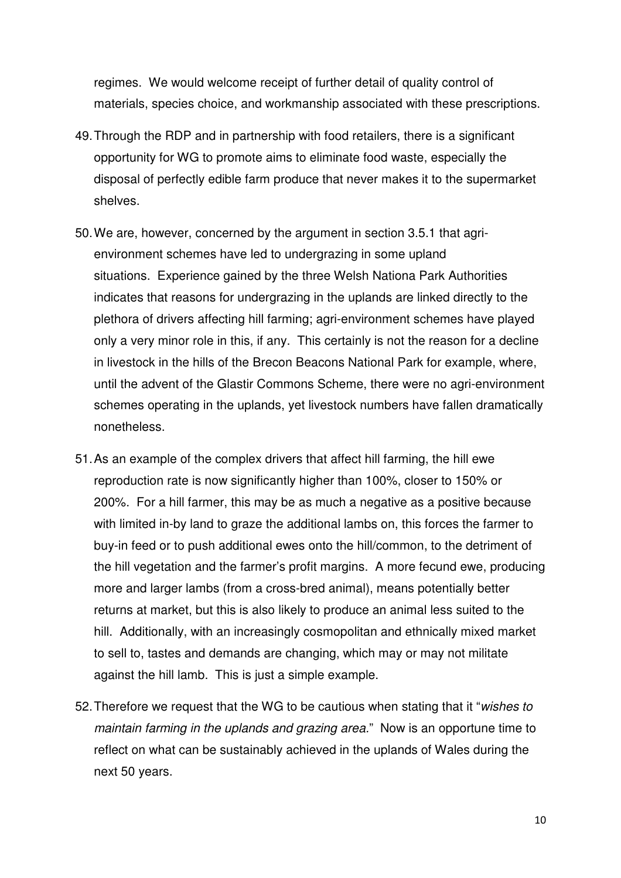regimes. We would welcome receipt of further detail of quality control of materials, species choice, and workmanship associated with these prescriptions.

49. Through the RDP and in partnership with food retailers, there is a significant opportunity for WG to promote aims to eliminate food waste, especially the disposal of perfectly edible farm produce that never makes it to the supermarket shelves.

50. We are, however, concerned by the argument in section 3.5.1 that agri-environment schemes have led to undergrazing in some upland situations. Experience gained by the three Welsh Nationa Park Authorities indicates that reasons for undergrazing in the uplands are linked directly to the plethora of drivers affecting hill farming; agri-environment schemes have played only a very minor role in this, if any. This certainly is not the reason for a decline in livestock in the hills of the Brecon Beacons National Park for example, where, until the advent of the Glastir Commons Scheme, there were no agri-environment schemes operating in the uplands, yet livestock numbers have fallen dramatically nonetheless.

51. As an example of the complex drivers that affect hill farming, the hill ewe reproduction rate is now significantly higher than 100%, closer to 150% or 200%. For a hill farmer, this may be as much a negative as a positive because with limited in-by land to graze the additional lambs on, this forces the farmer to buy-in feed or to push additional ewes onto the hill/common, to the detriment of the hill vegetation and the farmer's profit margins. A more fecund ewe, producing more and larger lambs (from a cross-bred animal), means potentially better returns at market, but this is also likely to produce an animal less suited to the hill. Additionally, with an increasingly cosmopolitan and ethnically mixed market to sell to, tastes and demands are changing, which may or may not militate against the hill lamb. This is just a simple example.

52. Therefore we request that the WG to be cautious when stating that it "*wishes to maintain farming in the uplands and grazing area.*" Now is an opportune time to reflect on what can be sustainably achieved in the uplands of Wales during the next 50 years.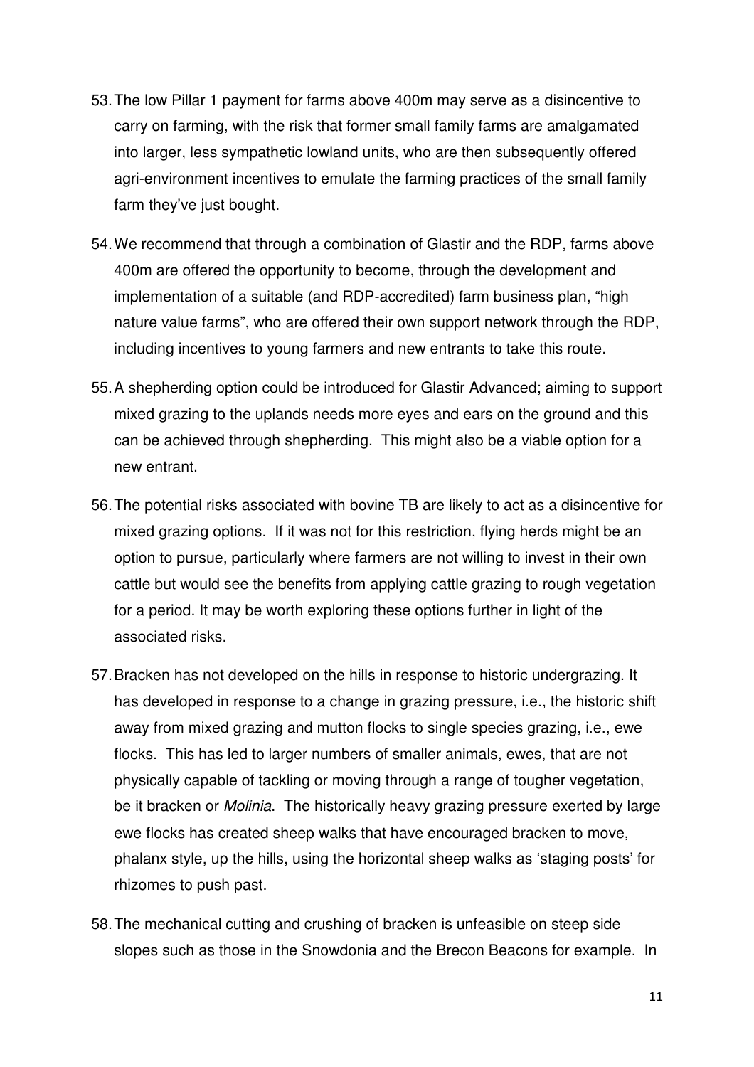53. The low Pillar 1 payment for farms above 400m may serve as a disincentive to carry on farming, with the risk that former small family farms are amalgamated into larger, less sympathetic lowland units, who are then subsequently offered agri-environment incentives to emulate the farming practices of the small family farm they've just bought.

54. We recommend that through a combination of Glastir and the RDP, farms above 400m are offered the opportunity to become, through the development and implementation of a suitable (and RDP-accredited) farm business plan, "high nature value farms", who are offered their own support network through the RDP, including incentives to young farmers and new entrants to take this route.

55. A shepherding option could be introduced for Glastir Advanced; aiming to support mixed grazing to the uplands needs more eyes and ears on the ground and this can be achieved through shepherding. This might also be a viable option for a new entrant.

56. The potential risks associated with bovine TB are likely to act as a disincentive for mixed grazing options. If it was not for this restriction, flying herds might be an option to pursue, particularly where farmers are not willing to invest in their own cattle but would see the benefits from applying cattle grazing to rough vegetation for a period. It may be worth exploring these options further in light of the associated risks.

57. Bracken has not developed on the hills in response to historic undergrazing. It has developed in response to a change in grazing pressure, i.e., the historic shift away from mixed grazing and mutton flocks to single species grazing, i.e., ewe flocks. This has led to larger numbers of smaller animals, ewes, that are not physically capable of tackling or moving through a range of tougher vegetation, be it bracken or *Molinia*. The historically heavy grazing pressure exerted by large ewe flocks has created sheep walks that have encouraged bracken to move, phalanx style, up the hills, using the horizontal sheep walks as 'staging posts' for rhizomes to push past.

58. The mechanical cutting and crushing of bracken is unfeasible on steep side slopes such as those in the Snowdonia and the Brecon Beacons for example. In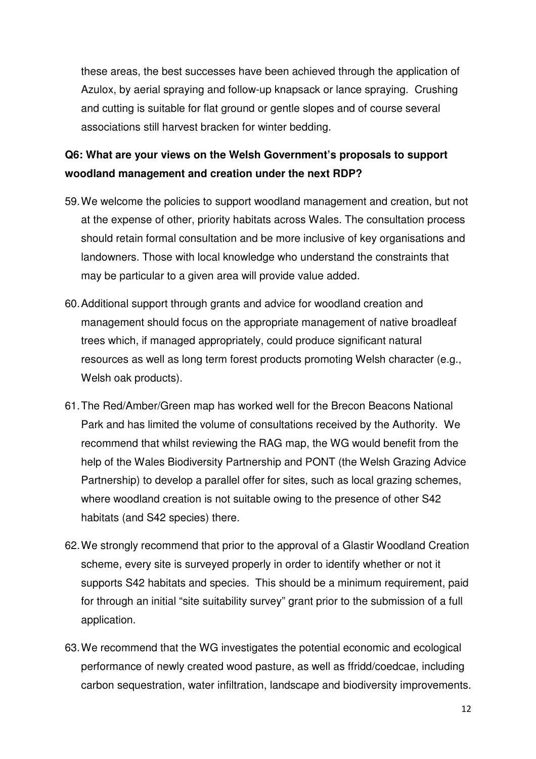these areas, the best successes have been achieved through the application of Azulox, by aerial spraying and follow-up knapsack or lance spraying. Crushing and cutting is suitable for flat ground or gentle slopes and of course several associations still harvest bracken for winter bedding.

**Q6: What are your views on the Welsh Government's proposals to support woodland management and creation under the next RDP?**

59. We welcome the policies to support woodland management and creation, but not at the expense of other, priority habitats across Wales. The consultation process should retain formal consultation and be more inclusive of key organisations and landowners. Those with local knowledge who understand the constraints that may be particular to a given area will provide value added.

60. Additional support through grants and advice for woodland creation and management should focus on the appropriate management of native broadleaf trees which, if managed appropriately, could produce significant natural resources as well as long term forest products promoting Welsh character (e.g., Welsh oak products).

61. The Red/Amber/Green map has worked well for the Brecon Beacons National Park and has limited the volume of consultations received by the Authority. We recommend that whilst reviewing the RAG map, the WG would benefit from the help of the Wales Biodiversity Partnership and PONT (the Welsh Grazing Advice Partnership) to develop a parallel offer for sites, such as local grazing schemes, where woodland creation is not suitable owing to the presence of other S42 habitats (and S42 species) there.

62. We strongly recommend that prior to the approval of a Glastir Woodland Creation scheme, every site is surveyed properly in order to identify whether or not it supports S42 habitats and species. This should be a minimum requirement, paid for through an initial "site suitability survey" grant prior to the submission of a full application.

63. We recommend that the WG investigates the potential economic and ecological performance of newly created wood pasture, as well as ffridd/coedcae, including carbon sequestration, water infiltration, landscape and biodiversity improvements.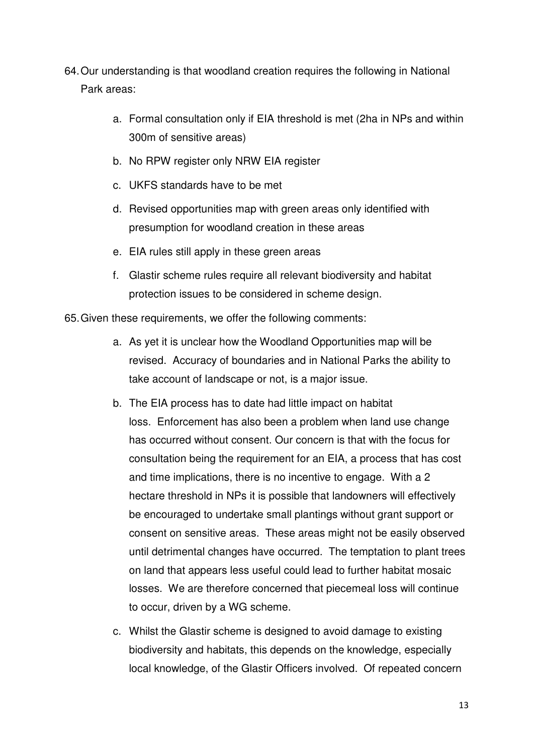64. Our understanding is that woodland creation requires the following in National Park areas:

    a. Formal consultation only if EIA threshold is met (2ha in NPs and within 300m of sensitive areas)

    b. No RPW register only NRW EIA register

    c. UKFS standards have to be met

    d. Revised opportunities map with green areas only identified with presumption for woodland creation in these areas

    e. EIA rules still apply in these green areas

    f. Glastir scheme rules require all relevant biodiversity and habitat protection issues to be considered in scheme design.

65. Given these requirements, we offer the following comments:

    a. As yet it is unclear how the Woodland Opportunities map will be revised. Accuracy of boundaries and in National Parks the ability to take account of landscape or not, is a major issue.

    b. The EIA process has to date had little impact on habitat loss. Enforcement has also been a problem when land use change has occurred without consent. Our concern is that with the focus for consultation being the requirement for an EIA, a process that has cost and time implications, there is no incentive to engage. With a 2 hectare threshold in NPs it is possible that landowners will effectively be encouraged to undertake small plantings without grant support or consent on sensitive areas. These areas might not be easily observed until detrimental changes have occurred. The temptation to plant trees on land that appears less useful could lead to further habitat mosaic losses. We are therefore concerned that piecemeal loss will continue to occur, driven by a WG scheme.

    c. Whilst the Glastir scheme is designed to avoid damage to existing biodiversity and habitats, this depends on the knowledge, especially local knowledge, of the Glastir Officers involved. Of repeated concern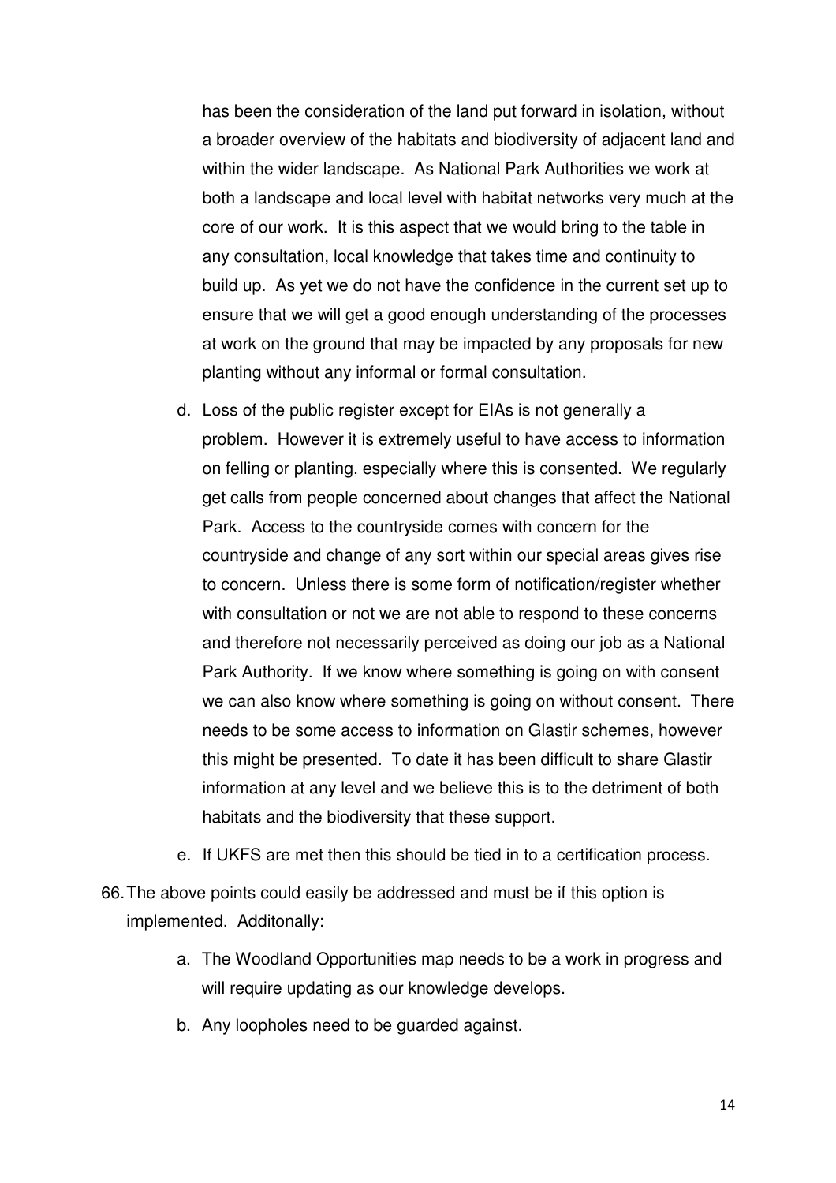has been the consideration of the land put forward in isolation, without a broader overview of the habitats and biodiversity of adjacent land and within the wider landscape. As National Park Authorities we work at both a landscape and local level with habitat networks very much at the core of our work. It is this aspect that we would bring to the table in any consultation, local knowledge that takes time and continuity to build up. As yet we do not have the confidence in the current set up to ensure that we will get a good enough understanding of the processes at work on the ground that may be impacted by any proposals for new planting without any informal or formal consultation.

d. Loss of the public register except for EIAs is not generally a problem. However it is extremely useful to have access to information on felling or planting, especially where this is consented. We regularly get calls from people concerned about changes that affect the National Park. Access to the countryside comes with concern for the countryside and change of any sort within our special areas gives rise to concern. Unless there is some form of notification/register whether with consultation or not we are not able to respond to these concerns and therefore not necessarily perceived as doing our job as a National Park Authority. If we know where something is going on with consent we can also know where something is going on without consent. There needs to be some access to information on Glastir schemes, however this might be presented. To date it has been difficult to share Glastir information at any level and we believe this is to the detriment of both habitats and the biodiversity that these support.

e. If UKFS are met then this should be tied in to a certification process.

66. The above points could easily be addressed and must be if this option is implemented. Additonally:

a. The Woodland Opportunities map needs to be a work in progress and will require updating as our knowledge develops.

b. Any loopholes need to be guarded against.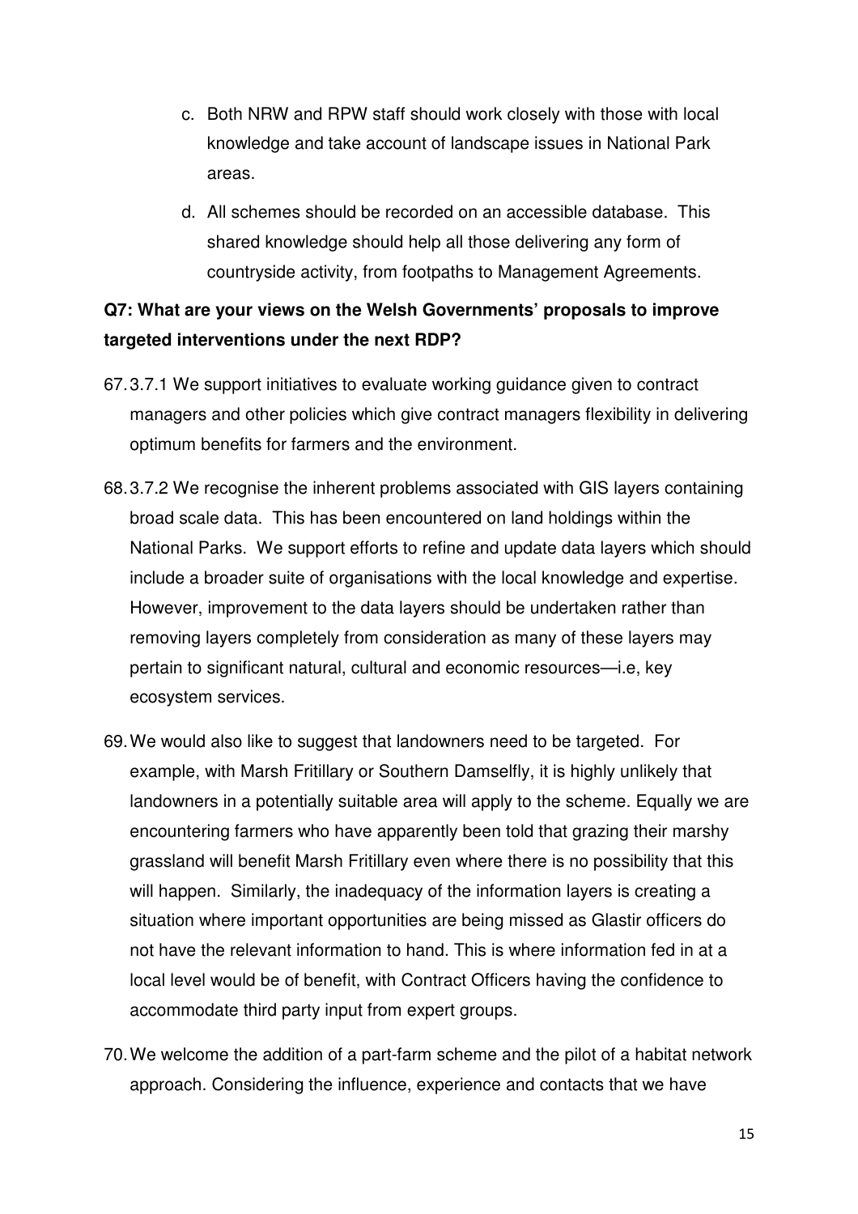c. Both NRW and RPW staff should work closely with those with local knowledge and take account of landscape issues in National Park areas.

d. All schemes should be recorded on an accessible database. This shared knowledge should help all those delivering any form of countryside activity, from footpaths to Management Agreements.

**Q7: What are your views on the Welsh Governments' proposals to improve targeted interventions under the next RDP?**

67. 3.7.1 We support initiatives to evaluate working guidance given to contract managers and other policies which give contract managers flexibility in delivering optimum benefits for farmers and the environment.

68. 3.7.2 We recognise the inherent problems associated with GIS layers containing broad scale data. This has been encountered on land holdings within the National Parks. We support efforts to refine and update data layers which should include a broader suite of organisations with the local knowledge and expertise. However, improvement to the data layers should be undertaken rather than removing layers completely from consideration as many of these layers may pertain to significant natural, cultural and economic resources—i.e, key ecosystem services.

69. We would also like to suggest that landowners need to be targeted. For example, with Marsh Fritillary or Southern Damselfly, it is highly unlikely that landowners in a potentially suitable area will apply to the scheme. Equally we are encountering farmers who have apparently been told that grazing their marshy grassland will benefit Marsh Fritillary even where there is no possibility that this will happen. Similarly, the inadequacy of the information layers is creating a situation where important opportunities are being missed as Glastir officers do not have the relevant information to hand. This is where information fed in at a local level would be of benefit, with Contract Officers having the confidence to accommodate third party input from expert groups.

70. We welcome the addition of a part-farm scheme and the pilot of a habitat network approach. Considering the influence, experience and contacts that we have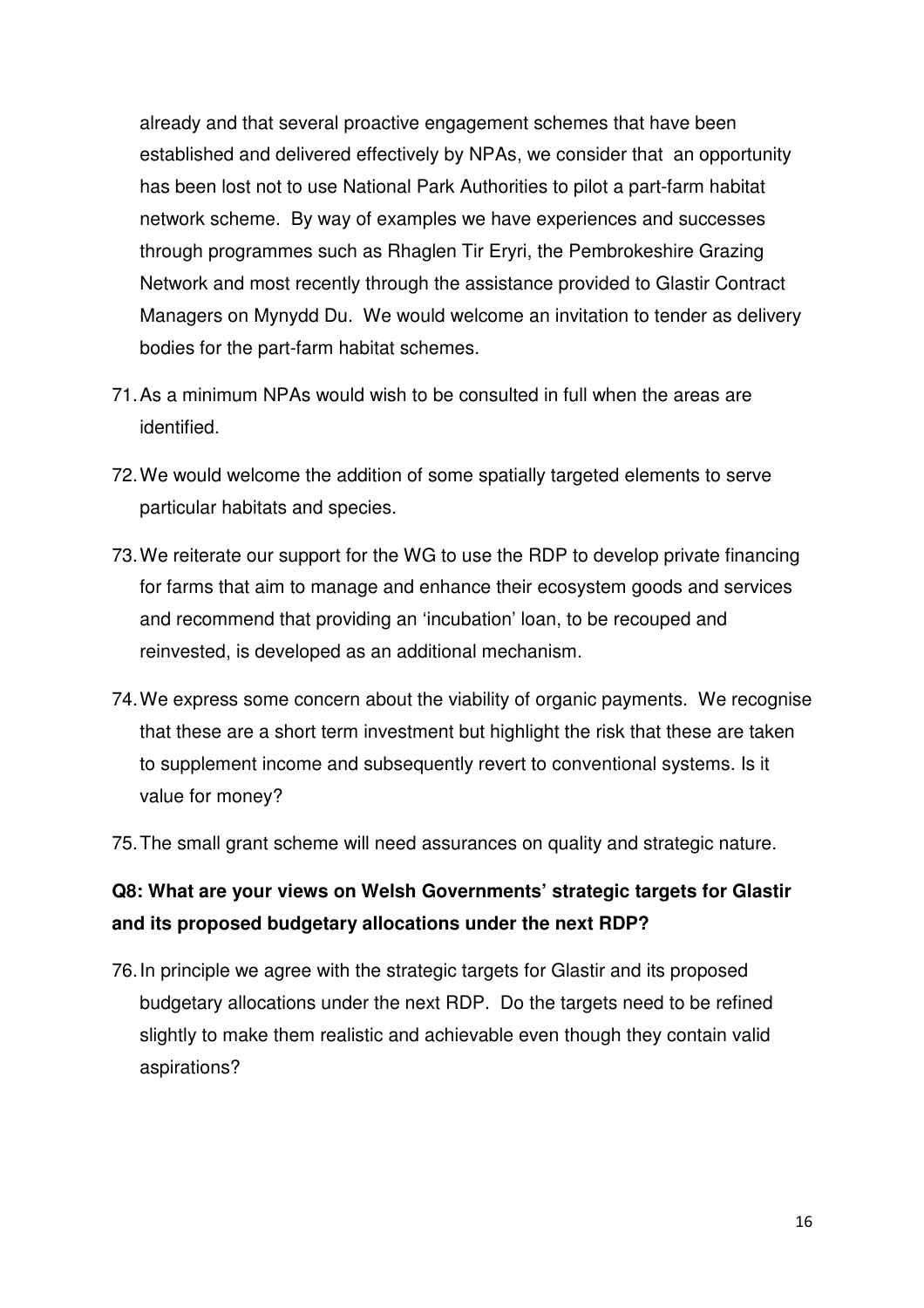already and that several proactive engagement schemes that have been established and delivered effectively by NPAs, we consider that an opportunity has been lost not to use National Park Authorities to pilot a part-farm habitat network scheme. By way of examples we have experiences and successes through programmes such as Rhaglen Tir Eryri, the Pembrokeshire Grazing Network and most recently through the assistance provided to Glastir Contract Managers on Mynydd Du. We would welcome an invitation to tender as delivery bodies for the part-farm habitat schemes.

71. As a minimum NPAs would wish to be consulted in full when the areas are identified.

72. We would welcome the addition of some spatially targeted elements to serve particular habitats and species.

73. We reiterate our support for the WG to use the RDP to develop private financing for farms that aim to manage and enhance their ecosystem goods and services and recommend that providing an 'incubation' loan, to be recouped and reinvested, is developed as an additional mechanism.

74. We express some concern about the viability of organic payments. We recognise that these are a short term investment but highlight the risk that these are taken to supplement income and subsequently revert to conventional systems. Is it value for money?

75. The small grant scheme will need assurances on quality and strategic nature.

**Q8: What are your views on Welsh Governments' strategic targets for Glastir and its proposed budgetary allocations under the next RDP?**

76. In principle we agree with the strategic targets for Glastir and its proposed budgetary allocations under the next RDP. Do the targets need to be refined slightly to make them realistic and achievable even though they contain valid aspirations?